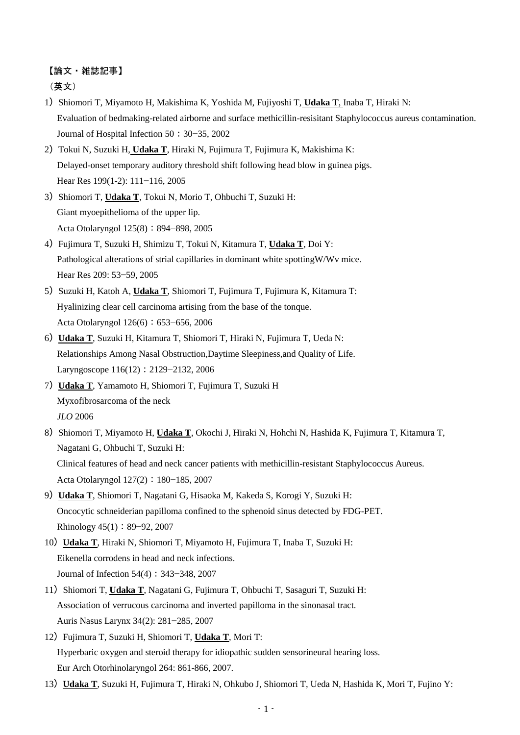【論文・雑誌記事】

（英文）

1）Shiomori T, Miyamoto H, Makishima K, Yoshida M, Fujiyoshi T, **Udaka T**, Inaba T, Hiraki N:
Evaluation of bedmaking-related airborne and surface methicillin-resisitant Staphylococcus aureus contamination.
Journal of Hospital Infection 50：30−35, 2002

2）Tokui N, Suzuki H, **Udaka T**, Hiraki N, Fujimura T, Fujimura K, Makishima K:
Delayed-onset temporary auditory threshold shift following head blow in guinea pigs.
Hear Res 199(1-2): 111−116, 2005

3）Shiomori T, **Udaka T**, Tokui N, Morio T, Ohbuchi T, Suzuki H:
Giant myoepithelioma of the upper lip.
Acta Otolaryngol 125(8)：894−898, 2005

4）Fujimura T, Suzuki H, Shimizu T, Tokui N, Kitamura T, **Udaka T**, Doi Y:
Pathological alterations of strial capillaries in dominant white spottingW/Wv mice.
Hear Res 209: 53−59, 2005

5）Suzuki H, Katoh A, **Udaka T**, Shiomori T, Fujimura T, Fujimura K, Kitamura T:
Hyalinizing clear cell carcinoma artising from the base of the tonque.
Acta Otolaryngol 126(6)：653−656, 2006

6）**Udaka T**, Suzuki H, Kitamura T, Shiomori T, Hiraki N, Fujimura T, Ueda N:
Relationships Among Nasal Obstruction,Daytime Sleepiness,and Quality of Life.
Laryngoscope 116(12)：2129−2132, 2006

7）**Udaka T**, Yamamoto H, Shiomori T, Fujimura T, Suzuki H
Myxofibrosarcoma of the neck
*JLO* 2006

8）Shiomori T, Miyamoto H, **Udaka T**, Okochi J, Hiraki N, Hohchi N, Hashida K, Fujimura T, Kitamura T, Nagatani G, Ohbuchi T, Suzuki H:
Clinical features of head and neck cancer patients with methicillin-resistant Staphylococcus Aureus.
Acta Otolaryngol 127(2)：180−185, 2007

9）**Udaka T**, Shiomori T, Nagatani G, Hisaoka M, Kakeda S, Korogi Y, Suzuki H:
Oncocytic schneiderian papilloma confined to the sphenoid sinus detected by FDG-PET.
Rhinology 45(1)：89−92, 2007

10）**Udaka T**, Hiraki N, Shiomori T, Miyamoto H, Fujimura T, Inaba T, Suzuki H:
Eikenella corrodens in head and neck infections.
Journal of Infection 54(4)：343−348, 2007

11）Shiomori T, **Udaka T**, Nagatani G, Fujimura T, Ohbuchi T, Sasaguri T, Suzuki H:
Association of verrucous carcinoma and inverted papilloma in the sinonasal tract.
Auris Nasus Larynx 34(2): 281−285, 2007

12）Fujimura T, Suzuki H, Shiomori T, **Udaka T**, Mori T:
Hyperbaric oxygen and steroid therapy for idiopathic sudden sensorineural hearing loss.
Eur Arch Otorhinolaryngol 264: 861-866, 2007.

13）**Udaka T**, Suzuki H, Fujimura T, Hiraki N, Ohkubo J, Shiomori T, Ueda N, Hashida K, Mori T, Fujino Y: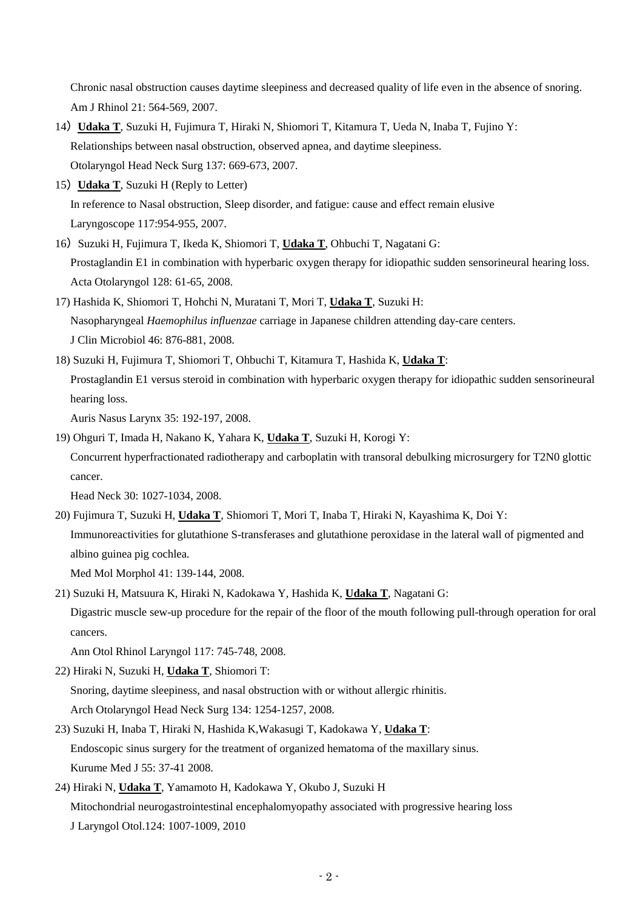Chronic nasal obstruction causes daytime sleepiness and decreased quality of life even in the absence of snoring.
Am J Rhinol 21: 564-569, 2007.

14）**Udaka T**, Suzuki H, Fujimura T, Hiraki N, Shiomori T, Kitamura T, Ueda N, Inaba T, Fujino Y:
Relationships between nasal obstruction, observed apnea, and daytime sleepiness.
Otolaryngol Head Neck Surg 137: 669-673, 2007.

15）**Udaka T**, Suzuki H (Reply to Letter)
In reference to Nasal obstruction, Sleep disorder, and fatigue: cause and effect remain elusive
Laryngoscope 117:954-955, 2007.

16）Suzuki H, Fujimura T, Ikeda K, Shiomori T, **Udaka T**, Ohbuchi T, Nagatani G:
Prostaglandin E1 in combination with hyperbaric oxygen therapy for idiopathic sudden sensorineural hearing loss.
Acta Otolaryngol 128: 61-65, 2008.

17) Hashida K, Shiomori T, Hohchi N, Muratani T, Mori T, **Udaka T**, Suzuki H:
Nasopharyngeal *Haemophilus influenzae* carriage in Japanese children attending day-care centers.
J Clin Microbiol 46: 876-881, 2008.

18) Suzuki H, Fujimura T, Shiomori T, Ohbuchi T, Kitamura T, Hashida K, **Udaka T**:
Prostaglandin E1 versus steroid in combination with hyperbaric oxygen therapy for idiopathic sudden sensorineural hearing loss.
Auris Nasus Larynx 35: 192-197, 2008.

19) Ohguri T, Imada H, Nakano K, Yahara K, **Udaka T**, Suzuki H, Korogi Y:
Concurrent hyperfractionated radiotherapy and carboplatin with transoral debulking microsurgery for T2N0 glottic cancer.
Head Neck 30: 1027-1034, 2008.

20) Fujimura T, Suzuki H, **Udaka T**, Shiomori T, Mori T, Inaba T, Hiraki N, Kayashima K, Doi Y:
Immunoreactivities for glutathione S-transferases and glutathione peroxidase in the lateral wall of pigmented and albino guinea pig cochlea.
Med Mol Morphol 41: 139-144, 2008.

21) Suzuki H, Matsuura K, Hiraki N, Kadokawa Y, Hashida K, **Udaka T**, Nagatani G:
Digastric muscle sew-up procedure for the repair of the floor of the mouth following pull-through operation for oral cancers.
Ann Otol Rhinol Laryngol 117: 745-748, 2008.

22) Hiraki N, Suzuki H, **Udaka T**, Shiomori T:
Snoring, daytime sleepiness, and nasal obstruction with or without allergic rhinitis.
Arch Otolaryngol Head Neck Surg 134: 1254-1257, 2008.

23) Suzuki H, Inaba T, Hiraki N, Hashida K,Wakasugi T, Kadokawa Y, **Udaka T**:
Endoscopic sinus surgery for the treatment of organized hematoma of the maxillary sinus.
Kurume Med J 55: 37-41 2008.

24) Hiraki N, **Udaka T**, Yamamoto H, Kadokawa Y, Okubo J, Suzuki H
Mitochondrial neurogastrointestinal encephalomyopathy associated with progressive hearing loss
J Laryngol Otol.124: 1007-1009, 2010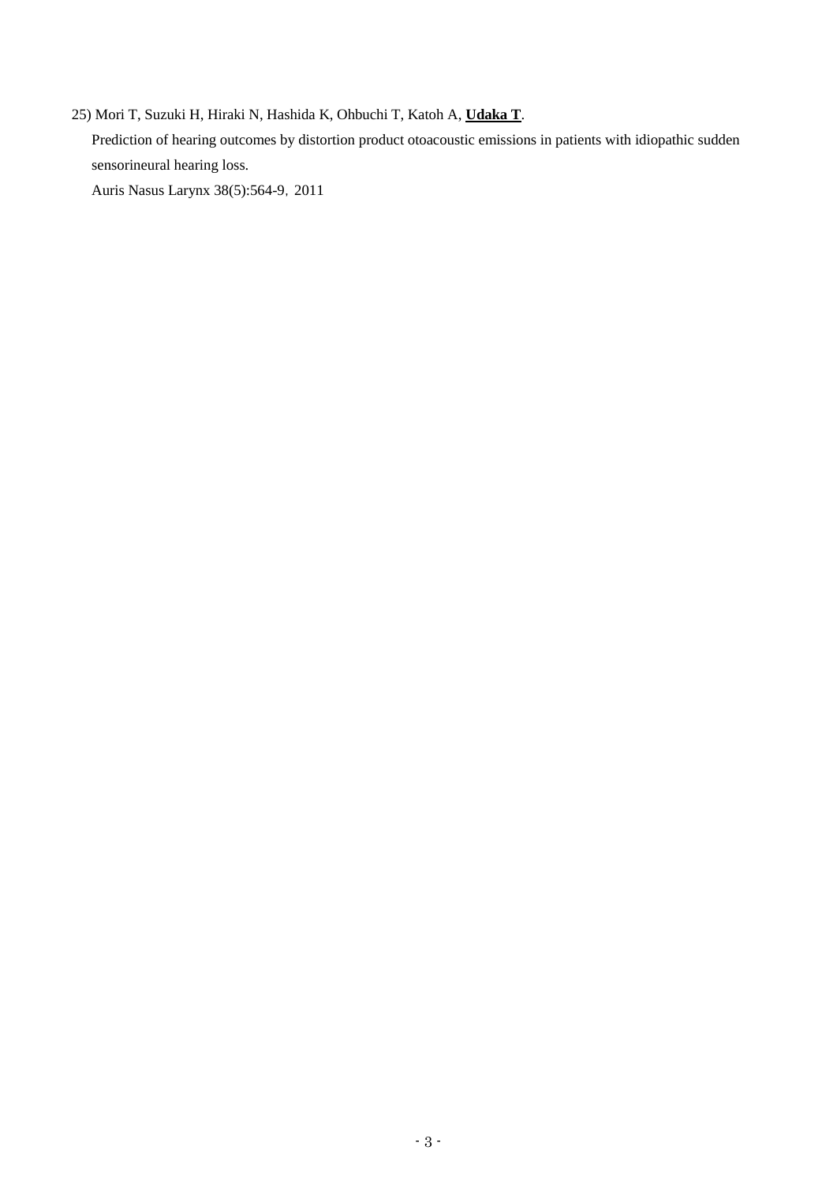25) Mori T, Suzuki H, Hiraki N, Hashida K, Ohbuchi T, Katoh A, **Udaka T**.

Prediction of hearing outcomes by distortion product otoacoustic emissions in patients with idiopathic sudden sensorineural hearing loss.

Auris Nasus Larynx 38(5):564-9, 2011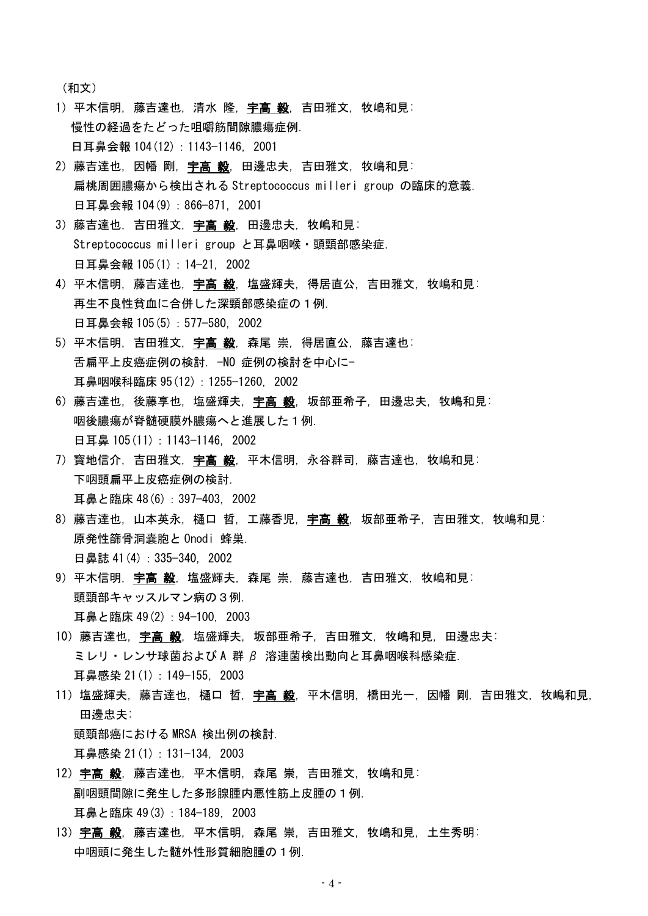（和文）

1) 平木信明，藤吉達也，清水 隆，**宇高 毅**，吉田雅文，牧嶋和見：
   慢性の経過をたどった咀嚼筋間隙膿瘍症例.
   日耳鼻会報 104(12)：1143-1146, 2001

2) 藤吉達也，因幡 剛，**宇高 毅**，田邊忠夫，吉田雅文，牧嶋和見：
   扁桃周囲膿瘍から検出される Streptococcus milleri group の臨床的意義.
   日耳鼻会報 104(9)：866-871, 2001

3) 藤吉達也，吉田雅文，**宇高 毅**，田邊忠夫，牧嶋和見：
   Streptococcus milleri group と耳鼻咽喉・頭頸部感染症.
   日耳鼻会報 105(1)：14-21, 2002

4) 平木信明，藤吉達也，**宇高 毅**，塩盛輝夫，得居直公，吉田雅文，牧嶋和見：
   再生不良性貧血に合併した深頸部感染症の１例.
   日耳鼻会報 105(5)：577-580, 2002

5) 平木信明，吉田雅文，**宇高 毅**，森尾 崇，得居直公，藤吉達也：
   舌扁平上皮癌症例の検討. -N0 症例の検討を中心に-
   耳鼻咽喉科臨床 95(12)：1255-1260, 2002

6) 藤吉達也，後藤享也，塩盛輝夫，**宇高 毅**，坂部亜希子，田邊忠夫，牧嶋和見：
   咽後膿瘍が脊髄硬膜外膿瘍へと進展した１例.
   日耳鼻 105(11)：1143-1146, 2002

7) 寳地信介，吉田雅文，**宇高 毅**，平木信明，永谷群司，藤吉達也，牧嶋和見：
   下咽頭扁平上皮癌症例の検討.
   耳鼻と臨床 48(6)：397-403, 2002

8) 藤吉達也，山本英永，樋口 哲，工藤香児，**宇高 毅**，坂部亜希子，吉田雅文，牧嶋和見：
   原発性篩骨洞嚢胞と Onodi 蜂巣.
   日鼻誌 41(4)：335-340, 2002

9) 平木信明，**宇高 毅**，塩盛輝夫，森尾 崇，藤吉達也，吉田雅文，牧嶋和見：
   頭頸部キャッスルマン病の３例.
   耳鼻と臨床 49(2)：94-100, 2003

10) 藤吉達也，**宇高 毅**，塩盛輝夫，坂部亜希子，吉田雅文，牧嶋和見，田邊忠夫：
    ミレリ・レンサ球菌および A 群 β 溶連菌検出動向と耳鼻咽喉科感染症.
    耳鼻感染 21(1)：149-155, 2003

11) 塩盛輝夫，藤吉達也，樋口 哲，**宇高 毅**，平木信明，橋田光一，因幡 剛，吉田雅文，牧嶋和見，田邊忠夫：
    頭頸部癌における MRSA 検出例の検討.
    耳鼻感染 21(1)：131-134, 2003

12) **宇高 毅**，藤吉達也，平木信明，森尾 崇，吉田雅文，牧嶋和見：
    副咽頭間隙に発生した多形腺腫内悪性筋上皮腫の１例.
    耳鼻と臨床 49(3)：184-189, 2003

13) **宇高 毅**，藤吉達也，平木信明，森尾 崇，吉田雅文，牧嶋和見，土生秀明：
    中咽頭に発生した髄外性形質細胞腫の１例.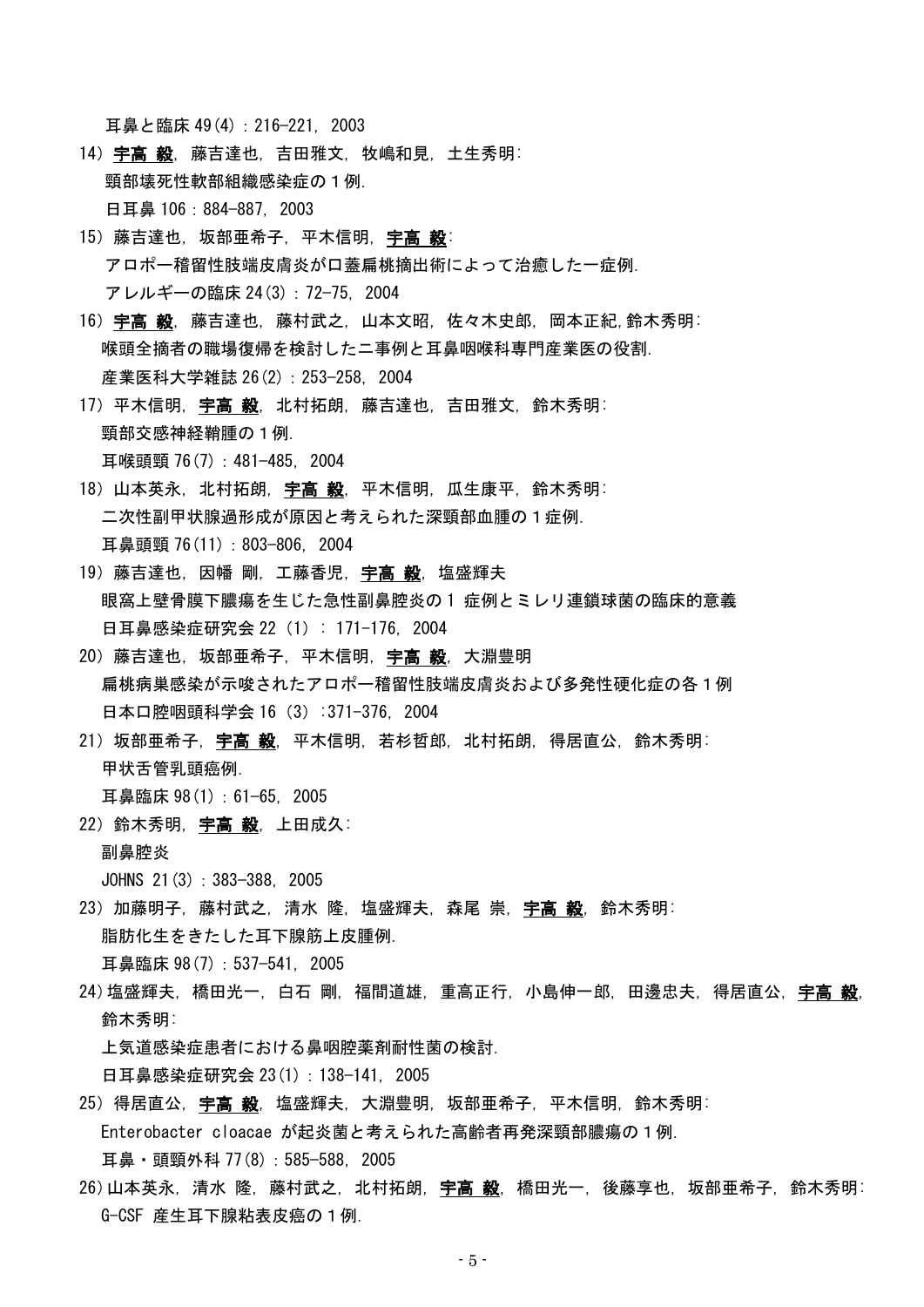耳鼻と臨床 49(4)：216-221, 2003

14) **宇高 毅**, 藤吉達也, 吉田雅文, 牧嶋和見, 土生秀明:
頸部壊死性軟部組織感染症の１例.
日耳鼻 106：884-887, 2003

15) 藤吉達也, 坂部亜希子, 平木信明, **宇高 毅**:
アロポー稽留性肢端皮膚炎が口蓋扁桃摘出術によって治癒した一症例.
アレルギーの臨床 24(3)：72-75, 2004

16) **宇高 毅**, 藤吉達也, 藤村武之, 山本文昭, 佐々木史郎, 岡本正紀,鈴木秀明:
喉頭全摘者の職場復帰を検討した二事例と耳鼻咽喉科専門産業医の役割.
産業医科大学雑誌 26(2)：253-258, 2004

17) 平木信明, **宇高 毅**, 北村拓朗, 藤吉達也, 吉田雅文, 鈴木秀明:
頸部交感神経鞘腫の１例.
耳喉頭頸 76(7)：481-485, 2004

18) 山本英永, 北村拓朗, **宇高 毅**, 平木信明, 瓜生康平, 鈴木秀明:
二次性副甲状腺過形成が原因と考えられた深頸部血腫の１症例.
耳鼻頭頸 76(11)：803-806, 2004

19) 藤吉達也, 因幡 剛, 工藤香児, **宇高 毅**, 塩盛輝夫
眼窩上壁骨膜下膿瘍を生じた急性副鼻腔炎の１症例とミレリ連鎖球菌の臨床的意義
日耳鼻感染症研究会 22 (1)： 171-176, 2004

20) 藤吉達也, 坂部亜希子, 平木信明, **宇高 毅**, 大淵豊明
扁桃病巣感染が示唆されたアロポー稽留性肢端皮膚炎および多発性硬化症の各１例
日本口腔咽頭科学会 16 (3) :371-376, 2004

21) 坂部亜希子, **宇高 毅**, 平木信明, 若杉哲郎, 北村拓朗, 得居直公, 鈴木秀明:
甲状舌管乳頭癌例.
耳鼻臨床 98(1)：61-65, 2005

22) 鈴木秀明, **宇高 毅**, 上田成久:
副鼻腔炎
JOHNS 21(3)：383-388, 2005

23) 加藤明子, 藤村武之, 清水 隆, 塩盛輝夫, 森尾 崇, **宇高 毅**, 鈴木秀明:
脂肪化生をきたした耳下腺筋上皮腫例.
耳鼻臨床 98(7)：537-541, 2005

24) 塩盛輝夫, 橋田光一, 白石 剛, 福間道雄, 重高正行, 小島伸一郎, 田邊忠夫, 得居直公, **宇高 毅**, 鈴木秀明:
上気道感染症患者における鼻咽腔薬剤耐性菌の検討.
日耳鼻感染症研究会 23(1)：138-141, 2005

25) 得居直公, **宇高 毅**, 塩盛輝夫, 大淵豊明, 坂部亜希子, 平木信明, 鈴木秀明:
Enterobacter cloacae が起炎菌と考えられた高齢者再発深頸部膿瘍の１例.
耳鼻・頭頸外科 77(8)：585-588, 2005

26) 山本英永, 清水 隆, 藤村武之, 北村拓朗, **宇高 毅**, 橋田光一, 後藤享也, 坂部亜希子, 鈴木秀明:
G-CSF 産生耳下腺粘表皮癌の１例.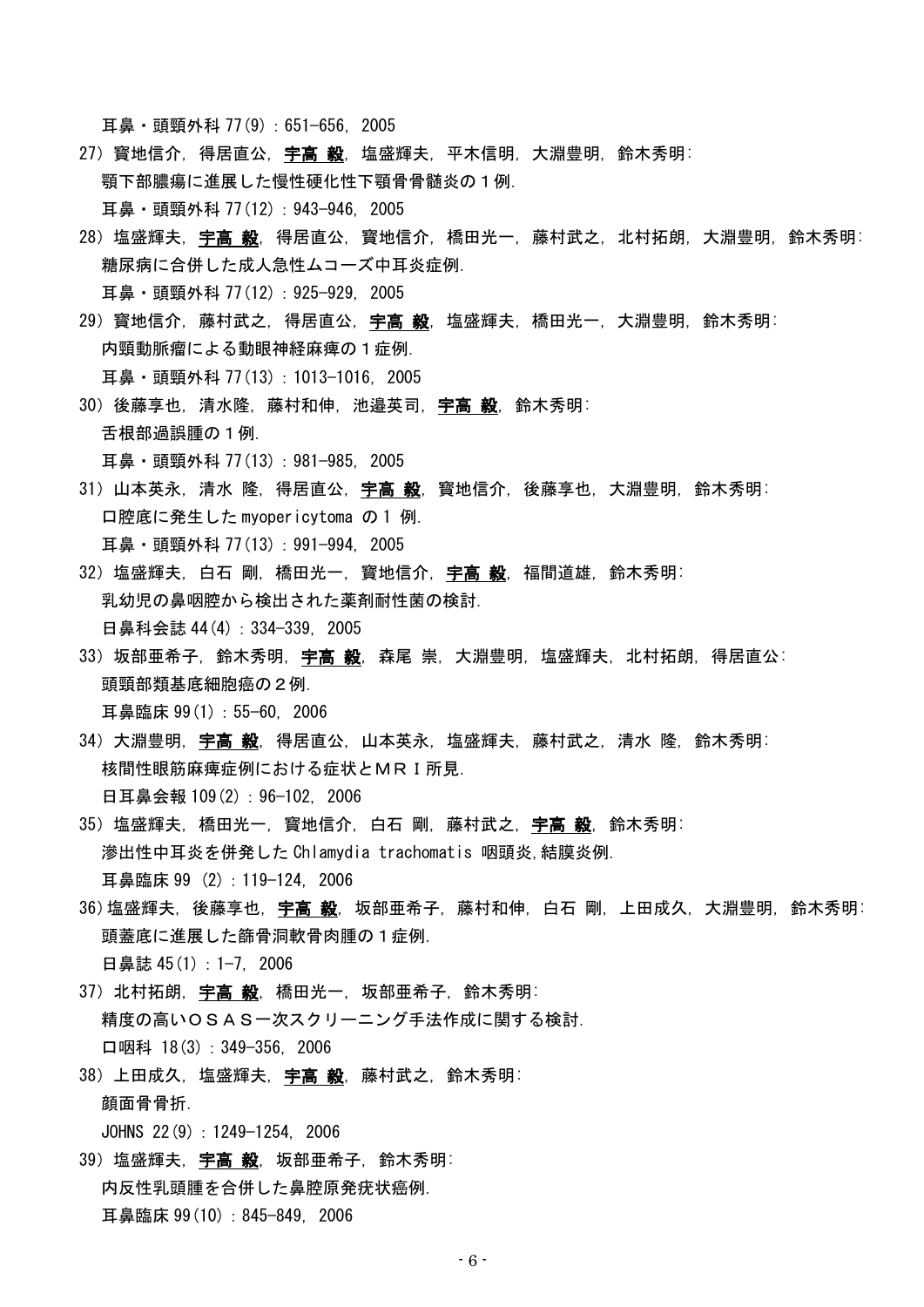耳鼻・頭頸外科 77(9)：651-656, 2005

27) 寳地信介, 得居直公, **宇高 毅**, 塩盛輝夫, 平木信明, 大淵豊明, 鈴木秀明:
顎下部膿瘍に進展した慢性硬化性下顎骨骨髄炎の１例.
耳鼻・頭頸外科 77(12)：943-946, 2005

28) 塩盛輝夫, **宇高 毅**, 得居直公, 寳地信介, 橋田光一, 藤村武之, 北村拓朗, 大淵豊明, 鈴木秀明:
糖尿病に合併した成人急性ムコーズ中耳炎症例.
耳鼻・頭頸外科 77(12)：925-929, 2005

29) 寳地信介, 藤村武之, 得居直公, **宇高 毅**, 塩盛輝夫, 橋田光一, 大淵豊明, 鈴木秀明:
内頸動脈瘤による動眼神経麻痺の１症例.
耳鼻・頭頸外科 77(13)：1013-1016, 2005

30) 後藤享也, 清水隆, 藤村和伸, 池邉英司, **宇高 毅**, 鈴木秀明:
舌根部過誤腫の１例.
耳鼻・頭頸外科 77(13)：981-985, 2005

31) 山本英永, 清水 隆, 得居直公, **宇高 毅**, 寳地信介, 後藤享也, 大淵豊明, 鈴木秀明:
口腔底に発生した myopericytoma の１ 例.
耳鼻・頭頸外科 77(13)：991-994, 2005

32) 塩盛輝夫, 白石 剛, 橋田光一, 寳地信介, **宇高 毅**, 福間道雄, 鈴木秀明:
乳幼児の鼻咽腔から検出された薬剤耐性菌の検討.
日鼻科会誌 44(4)：334-339, 2005

33) 坂部亜希子, 鈴木秀明, **宇高 毅**, 森尾 崇, 大淵豊明, 塩盛輝夫, 北村拓朗, 得居直公:
頭頸部類基底細胞癌の２例.
耳鼻臨床 99(1)：55-60, 2006

34) 大淵豊明, **宇高 毅**, 得居直公, 山本英永, 塩盛輝夫, 藤村武之, 清水 隆, 鈴木秀明:
核間性眼筋麻痺症例における症状とＭＲＩ所見.
日耳鼻会報 109(2)：96-102, 2006

35) 塩盛輝夫, 橋田光一, 寳地信介, 白石 剛, 藤村武之, **宇高 毅**, 鈴木秀明:
滲出性中耳炎を併発した Chlamydia trachomatis 咽頭炎,結膜炎例.
耳鼻臨床 99 (2)：119-124, 2006

36) 塩盛輝夫, 後藤享也, **宇高 毅**, 坂部亜希子, 藤村和伸, 白石 剛, 上田成久, 大淵豊明, 鈴木秀明:
頭蓋底に進展した篩骨洞軟骨肉腫の１症例.
日鼻誌 45(1)：1-7, 2006

37) 北村拓朗, **宇高 毅**, 橋田光一, 坂部亜希子, 鈴木秀明:
精度の高いＯＳＡＳ一次スクリーニング手法作成に関する検討.
口咽科 18(3)：349-356, 2006

38) 上田成久, 塩盛輝夫, **宇高 毅**, 藤村武之, 鈴木秀明:
顔面骨骨折.
JOHNS 22(9)：1249-1254, 2006

39) 塩盛輝夫, **宇高 毅**, 坂部亜希子, 鈴木秀明:
内反性乳頭腫を合併した鼻腔原発疣状癌例.
耳鼻臨床 99(10)：845-849, 2006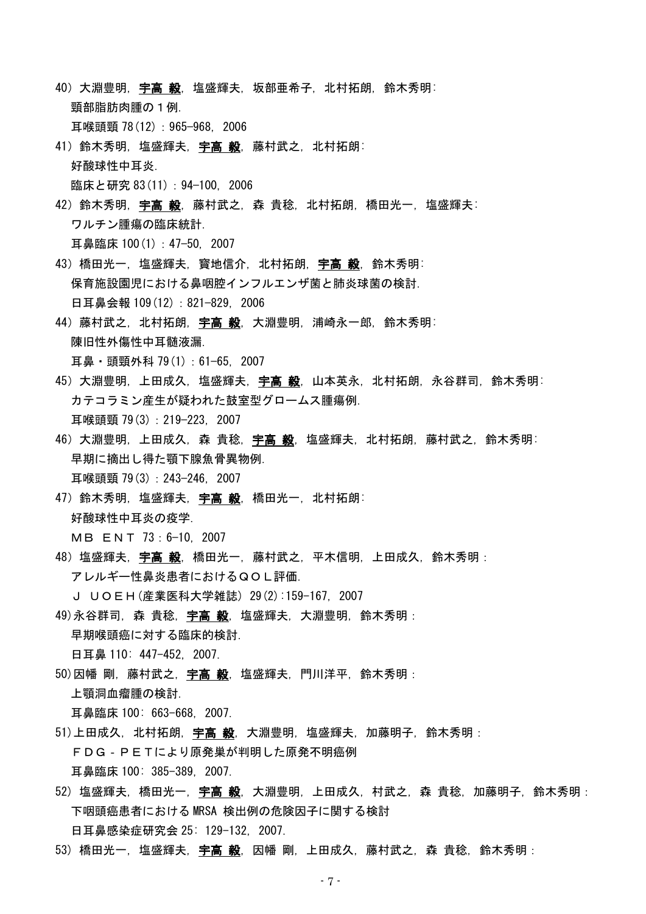40) 大淵豊明, **宇高 毅**, 塩盛輝夫, 坂部亜希子, 北村拓朗, 鈴木秀明:
頸部脂肪肉腫の１例.
耳喉頭頸 78(12) : 965-968, 2006

41) 鈴木秀明, 塩盛輝夫, **宇高 毅**, 藤村武之, 北村拓朗:
好酸球性中耳炎.
臨床と研究 83(11) : 94-100, 2006

42) 鈴木秀明, **宇高 毅**, 藤村武之, 森 貴稔, 北村拓朗, 橋田光一, 塩盛輝夫:
ワルチン腫瘍の臨床統計.
耳鼻臨床 100(1) : 47-50, 2007

43) 橋田光一, 塩盛輝夫, 寳地信介, 北村拓朗, **宇高 毅**, 鈴木秀明:
保育施設園児における鼻咽腔インフルエンザ菌と肺炎球菌の検討.
日耳鼻会報 109(12) : 821-829, 2006

44) 藤村武之, 北村拓朗, **宇高 毅**, 大淵豊明, 浦崎永一郎, 鈴木秀明:
陳旧性外傷性中耳髄液漏.
耳鼻・頭頸外科 79(1) : 61-65, 2007

45) 大淵豊明, 上田成久, 塩盛輝夫, **宇高 毅**, 山本英永, 北村拓朗, 永谷群司, 鈴木秀明:
カテコラミン産生が疑われた鼓室型グロームス腫瘍例.
耳喉頭頸 79(3) : 219-223, 2007

46) 大淵豊明, 上田成久, 森 貴稔, **宇高 毅**, 塩盛輝夫, 北村拓朗, 藤村武之, 鈴木秀明:
早期に摘出し得た顎下腺魚骨異物例.
耳喉頭頸 79(3) : 243-246, 2007

47) 鈴木秀明, 塩盛輝夫, **宇高 毅**, 橋田光一, 北村拓朗:
好酸球性中耳炎の疫学.
ＭＢ ＥＮＴ 73 : 6-10, 2007

48) 塩盛輝夫, **宇高 毅**, 橋田光一, 藤村武之, 平木信明, 上田成久, 鈴木秀明 :
アレルギー性鼻炎患者におけるＱＯＬ評価.
Ｊ ＵＯＥＨ(産業医科大学雑誌) 29(2):159-167, 2007

49)永谷群司, 森 貴稔, **宇高 毅**, 塩盛輝夫, 大淵豊明, 鈴木秀明 :
早期喉頭癌に対する臨床的検討.
日耳鼻 110: 447-452, 2007.

50)因幡 剛, 藤村武之, **宇高 毅**, 塩盛輝夫, 門川洋平, 鈴木秀明 :
上顎洞血瘤腫の検討.
耳鼻臨床 100: 663-668, 2007.

51)上田成久, 北村拓朗, **宇高 毅**, 大淵豊明, 塩盛輝夫, 加藤明子, 鈴木秀明 :
ＦＤＧ－ＰＥＴにより原発巣が判明した原発不明癌例
耳鼻臨床 100: 385-389, 2007.

52) 塩盛輝夫, 橋田光一, **宇高 毅**, 大淵豊明, 上田成久, 村武之, 森 貴稔, 加藤明子, 鈴木秀明 :
下咽頭癌患者における MRSA 検出例の危険因子に関する検討
日耳鼻感染症研究会 25: 129-132, 2007.

53) 橋田光一, 塩盛輝夫, **宇高 毅**, 因幡 剛, 上田成久, 藤村武之, 森 貴稔, 鈴木秀明 :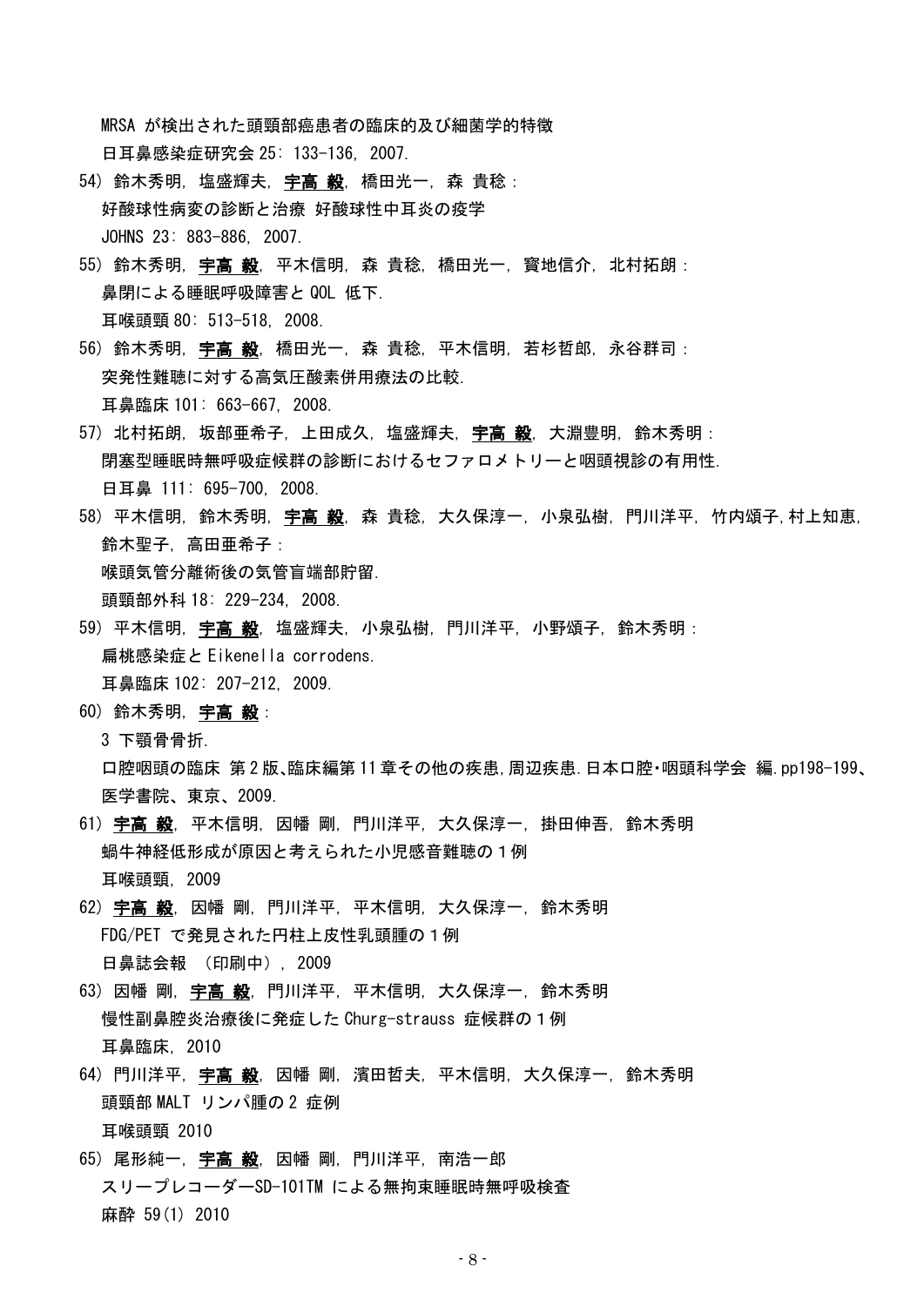MRSA が検出された頭頸部癌患者の臨床的及び細菌学的特徴
日耳鼻感染症研究会 25: 133-136, 2007.

54) 鈴木秀明, 塩盛輝夫, **宇高 毅**, 橋田光一, 森 貴稔 :
好酸球性病変の診断と治療 好酸球性中耳炎の疫学
JOHNS 23: 883-886, 2007.

55) 鈴木秀明, **宇高 毅**, 平木信明, 森 貴稔, 橋田光一, 寳地信介, 北村拓朗 :
鼻閉による睡眠呼吸障害と QOL 低下.
耳喉頭頸 80: 513-518, 2008.

56) 鈴木秀明, **宇高 毅**, 橋田光一, 森 貴稔, 平木信明, 若杉哲郎, 永谷群司 :
突発性難聴に対する高気圧酸素併用療法の比較.
耳鼻臨床 101: 663-667, 2008.

57) 北村拓朗, 坂部亜希子, 上田成久, 塩盛輝夫, **宇高 毅**, 大淵豊明, 鈴木秀明 :
閉塞型睡眠時無呼吸症候群の診断におけるセファロメトリーと咽頭視診の有用性.
日耳鼻 111: 695-700, 2008.

58) 平木信明, 鈴木秀明, **宇高 毅**, 森 貴稔, 大久保淳一, 小泉弘樹, 門川洋平, 竹内頌子,村上知恵, 鈴木聖子, 高田亜希子 :
喉頭気管分離術後の気管盲端部貯留.
頭頸部外科 18: 229-234, 2008.

59) 平木信明, **宇高 毅**, 塩盛輝夫, 小泉弘樹, 門川洋平, 小野頌子, 鈴木秀明 :
扁桃感染症と Eikenella corrodens.
耳鼻臨床 102: 207-212, 2009.

60) 鈴木秀明, **宇高 毅** :
3 下顎骨骨折.
口腔咽頭の臨床 第2版､臨床編第11章その他の疾患,周辺疾患.日本口腔･咽頭科学会 編.pp198-199、医学書院、東京、2009.

61) **宇高 毅**, 平木信明, 因幡 剛, 門川洋平, 大久保淳一, 掛田伸吾, 鈴木秀明
蝸牛神経低形成が原因と考えられた小児感音難聴の１例
耳喉頭頸, 2009

62) **宇高 毅**, 因幡 剛, 門川洋平, 平木信明, 大久保淳一, 鈴木秀明
FDG/PET で発見された円柱上皮性乳頭腫の１例
日鼻誌会報 （印刷中）, 2009

63) 因幡 剛, **宇高 毅**, 門川洋平, 平木信明, 大久保淳一, 鈴木秀明
慢性副鼻腔炎治療後に発症した Churg-strauss 症候群の１例
耳鼻臨床, 2010

64) 門川洋平, **宇高 毅**, 因幡 剛, 濱田哲夫, 平木信明, 大久保淳一, 鈴木秀明
頭頸部 MALT リンパ腫の 2 症例
耳喉頭頸 2010

65) 尾形純一, **宇高 毅**, 因幡 剛, 門川洋平, 南浩一郎
スリープレコーダーSD-101TM による無拘束睡眠時無呼吸検査
麻酔 59(1) 2010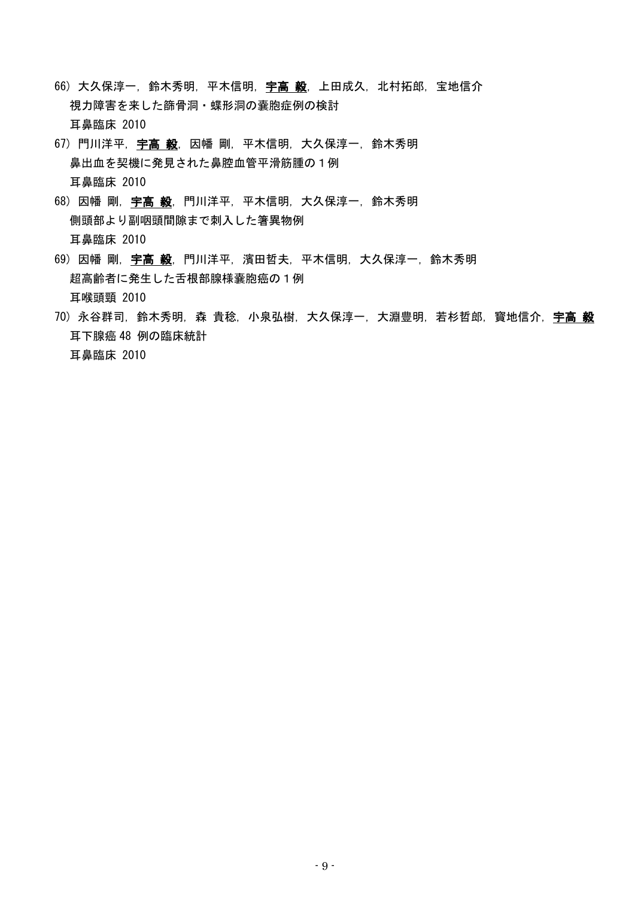66) 大久保淳一, 鈴木秀明, 平木信明, **宇高 毅**, 上田成久, 北村拓郎, 宝地信介
視力障害を来した篩骨洞・蝶形洞の嚢胞症例の検討
耳鼻臨床 2010

67) 門川洋平, **宇高 毅**, 因幡 剛, 平木信明, 大久保淳一, 鈴木秀明
鼻出血を契機に発見された鼻腔血管平滑筋腫の１例
耳鼻臨床 2010

68) 因幡 剛, **宇高 毅**, 門川洋平, 平木信明, 大久保淳一, 鈴木秀明
側頭部より副咽頭間隙まで刺入した箸異物例
耳鼻臨床 2010

69) 因幡 剛, **宇高 毅**, 門川洋平, 濱田哲夫, 平木信明, 大久保淳一, 鈴木秀明
超高齢者に発生した舌根部腺様嚢胞癌の１例
耳喉頭頸 2010

70) 永谷群司, 鈴木秀明, 森 貴稔, 小泉弘樹, 大久保淳一, 大淵豊明, 若杉哲郎, 寳地信介, **宇高 毅**
耳下腺癌 48 例の臨床統計
耳鼻臨床 2010